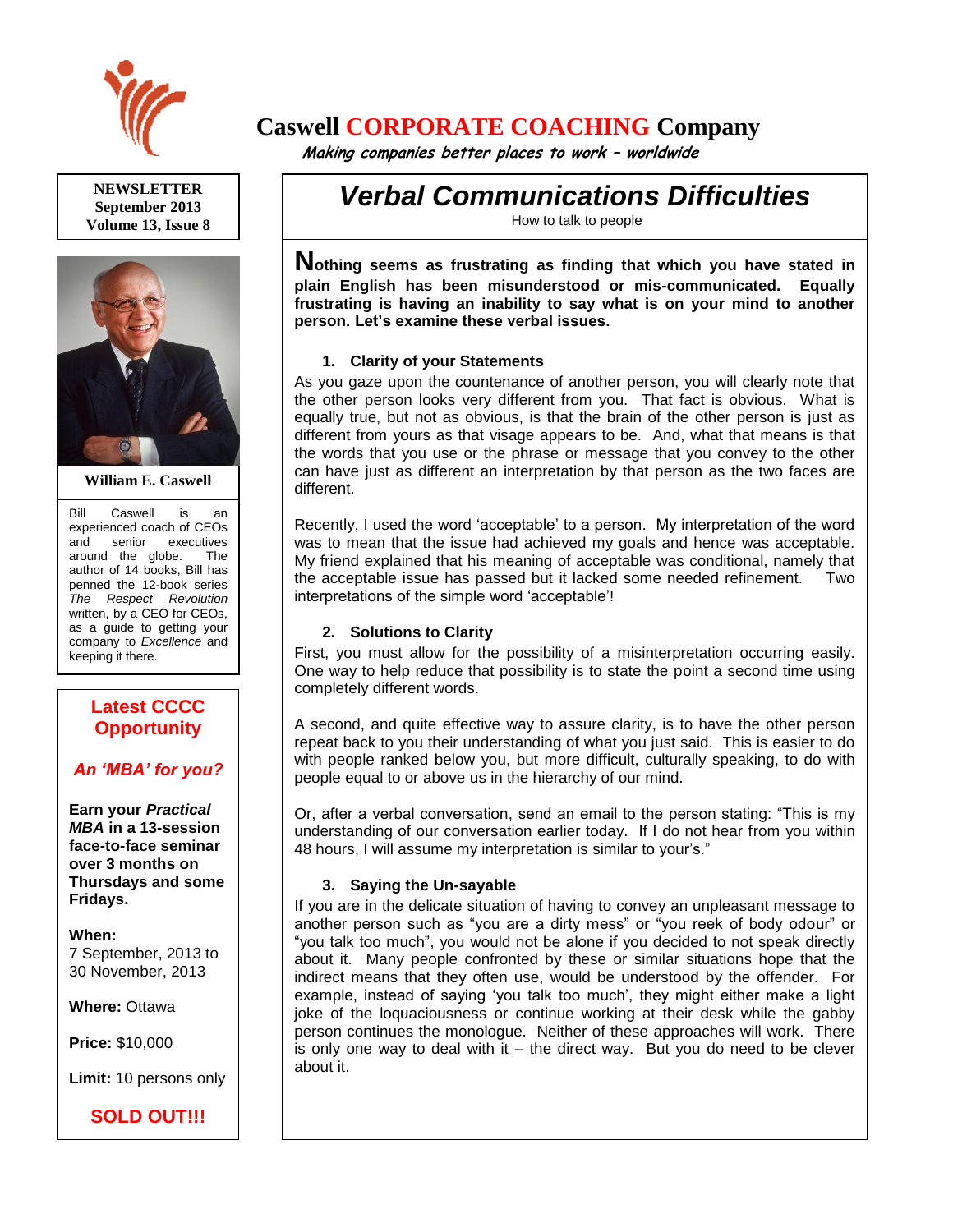# Caswell CORPORATE COACHING Company

*Making companies better places to work – worldwide*

**NEWSLETTER**
**September 2013**
**Volume 13, Issue 8**

**William E. Caswell**

Bill Caswell is an experienced coach of CEOs and senior executives around the globe. The author of 14 books, Bill has penned the 12-book series *The Respect Revolution* written, by a CEO for CEOs, as a guide to getting your company to *Excellence* and keeping it there.

## Latest CCCC Opportunity

***An 'MBA' for you?***

**Earn your *Practical MBA* in a 13-session face-to-face seminar over 3 months on Thursdays and some Fridays.**

**When:**
7 September, 2013 to 30 November, 2013

**Where:** Ottawa

**Price:** $10,000

**Limit:** 10 persons only

**SOLD OUT!!!**

# *Verbal Communications Difficulties*

How to talk to people

**Nothing seems as frustrating as finding that which you have stated in plain English has been misunderstood or mis-communicated. Equally frustrating is having an inability to say what is on your mind to another person. Let's examine these verbal issues.**

### 1. Clarity of your Statements

As you gaze upon the countenance of another person, you will clearly note that the other person looks very different from you. That fact is obvious. What is equally true, but not as obvious, is that the brain of the other person is just as different from yours as that visage appears to be. And, what that means is that the words that you use or the phrase or message that you convey to the other can have just as different an interpretation by that person as the two faces are different.

Recently, I used the word 'acceptable' to a person. My interpretation of the word was to mean that the issue had achieved my goals and hence was acceptable. My friend explained that his meaning of acceptable was conditional, namely that the acceptable issue has passed but it lacked some needed refinement. Two interpretations of the simple word 'acceptable'!

### 2. Solutions to Clarity

First, you must allow for the possibility of a misinterpretation occurring easily. One way to help reduce that possibility is to state the point a second time using completely different words.

A second, and quite effective way to assure clarity, is to have the other person repeat back to you their understanding of what you just said. This is easier to do with people ranked below you, but more difficult, culturally speaking, to do with people equal to or above us in the hierarchy of our mind.

Or, after a verbal conversation, send an email to the person stating: "This is my understanding of our conversation earlier today. If I do not hear from you within 48 hours, I will assume my interpretation is similar to your's."

### 3. Saying the Un-sayable

If you are in the delicate situation of having to convey an unpleasant message to another person such as "you are a dirty mess" or "you reek of body odour" or "you talk too much", you would not be alone if you decided to not speak directly about it. Many people confronted by these or similar situations hope that the indirect means that they often use, would be understood by the offender. For example, instead of saying 'you talk too much', they might either make a light joke of the loquaciousness or continue working at their desk while the gabby person continues the monologue. Neither of these approaches will work. There is only one way to deal with it – the direct way. But you do need to be clever about it.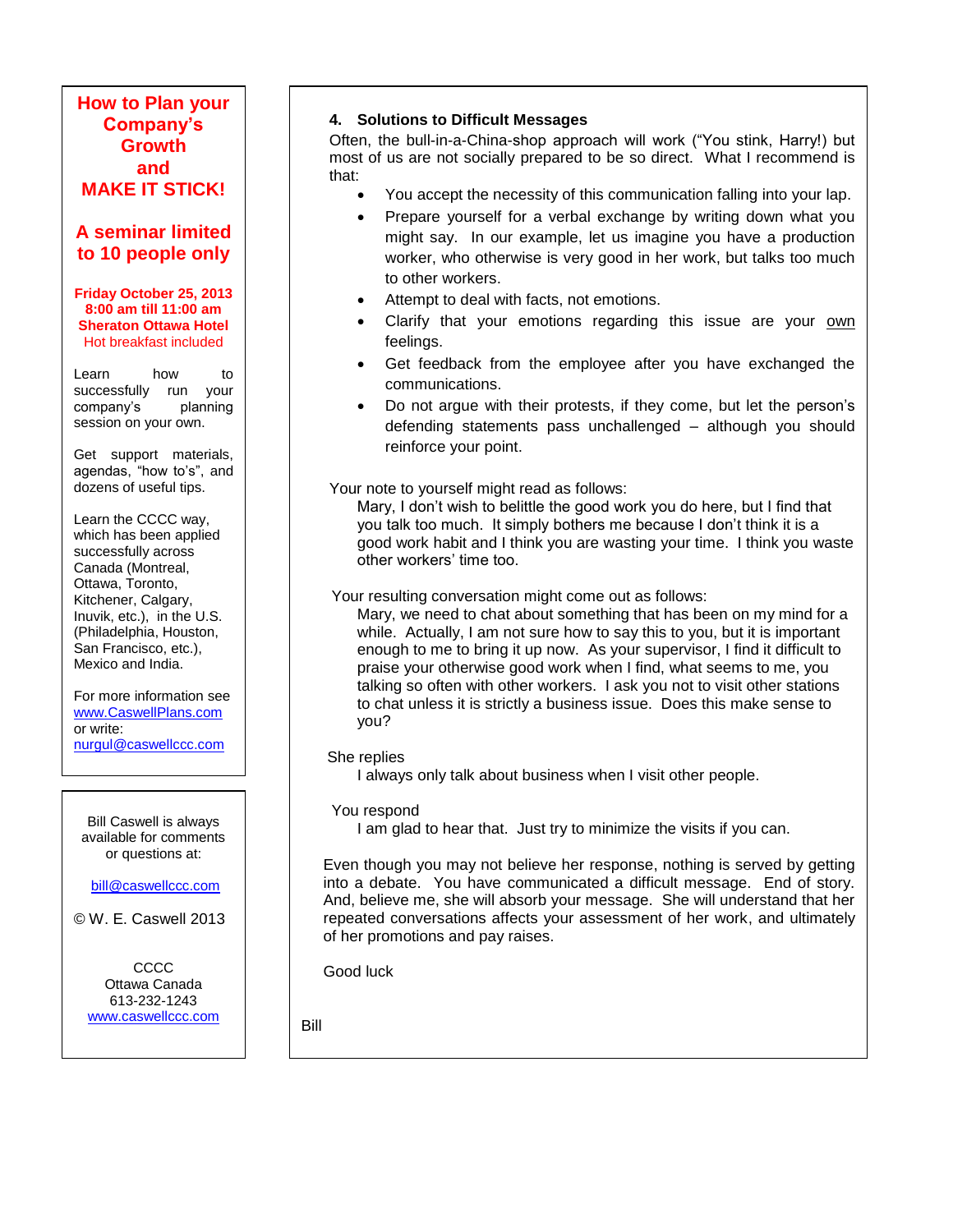**How to Plan your Company's Growth and MAKE IT STICK!**

**A seminar limited to 10 people only**

**Friday October 25, 2013**
**8:00 am till 11:00 am**
**Sheraton Ottawa Hotel**
Hot breakfast included

Learn how to successfully run your company's planning session on your own.

Get support materials, agendas, "how to's", and dozens of useful tips.

Learn the CCCC way, which has been applied successfully across Canada (Montreal, Ottawa, Toronto, Kitchener, Calgary, Inuvik, etc.), in the U.S. (Philadelphia, Houston, San Francisco, etc.), Mexico and India.

For more information see www.CaswellPlans.com or write: nurgul@caswellccc.com

Bill Caswell is always available for comments or questions at:

bill@caswellccc.com

© W. E. Caswell 2013

CCCC
Ottawa Canada
613-232-1243
www.caswellccc.com

### 4. Solutions to Difficult Messages

Often, the bull-in-a-China-shop approach will work ("You stink, Harry!) but most of us are not socially prepared to be so direct. What I recommend is that:

- You accept the necessity of this communication falling into your lap.
- Prepare yourself for a verbal exchange by writing down what you might say. In our example, let us imagine you have a production worker, who otherwise is very good in her work, but talks too much to other workers.
- Attempt to deal with facts, not emotions.
- Clarify that your emotions regarding this issue are your <u>own</u> feelings.
- Get feedback from the employee after you have exchanged the communications.
- Do not argue with their protests, if they come, but let the person's defending statements pass unchallenged – although you should reinforce your point.

Your note to yourself might read as follows:

> Mary, I don't wish to belittle the good work you do here, but I find that you talk too much. It simply bothers me because I don't think it is a good work habit and I think you are wasting your time. I think you waste other workers' time too.

Your resulting conversation might come out as follows:

> Mary, we need to chat about something that has been on my mind for a while. Actually, I am not sure how to say this to you, but it is important enough to me to bring it up now. As your supervisor, I find it difficult to praise your otherwise good work when I find, what seems to me, you talking so often with other workers. I ask you not to visit other stations to chat unless it is strictly a business issue. Does this make sense to you?

She replies

> I always only talk about business when I visit other people.

You respond

> I am glad to hear that. Just try to minimize the visits if you can.

Even though you may not believe her response, nothing is served by getting into a debate. You have communicated a difficult message. End of story. And, believe me, she will absorb your message. She will understand that her repeated conversations affects your assessment of her work, and ultimately of her promotions and pay raises.

Good luck

Bill